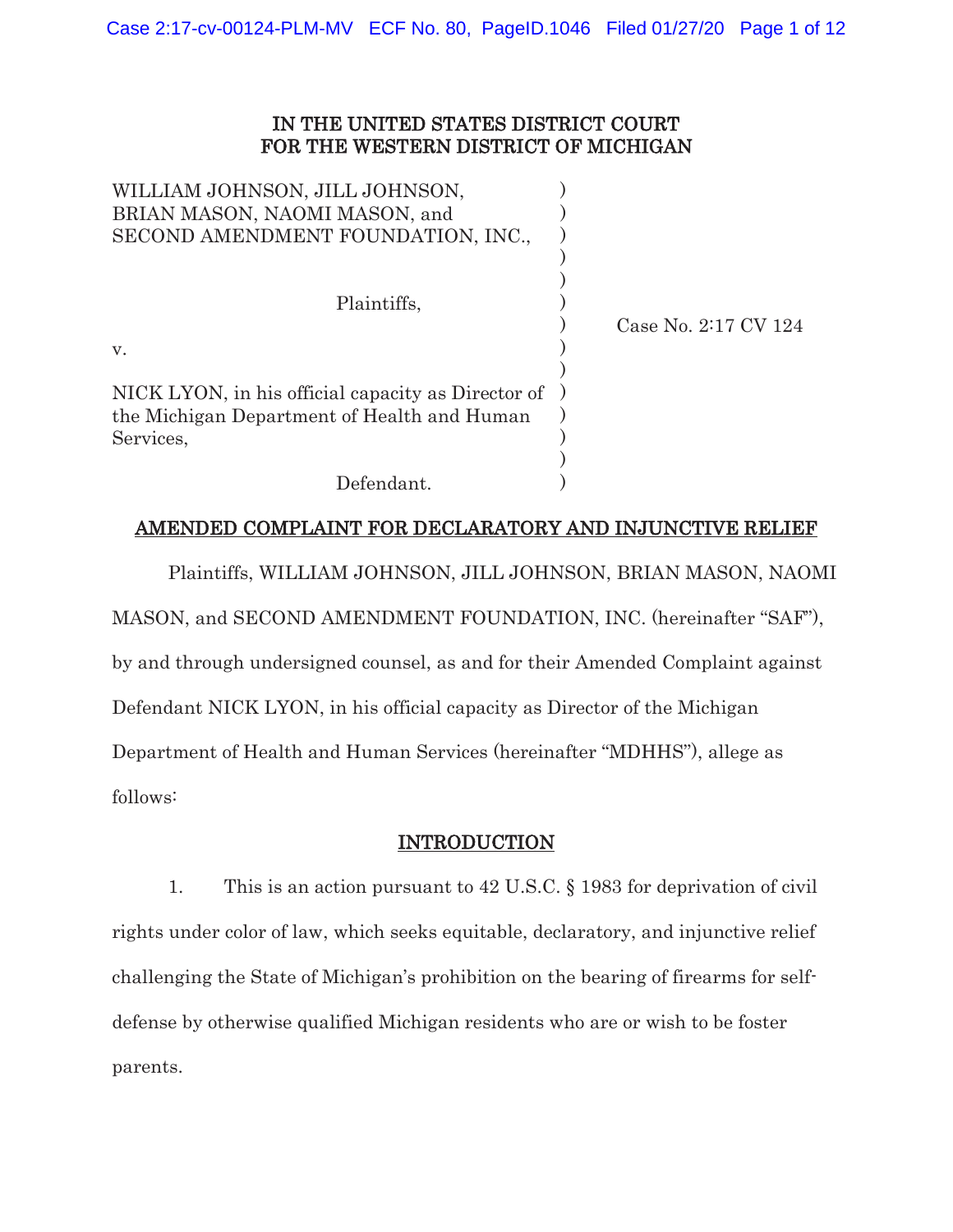IN THE UNITED STATES DISTRICT COURT
FOR THE WESTERN DISTRICT OF MICHIGAN

WILLIAM JOHNSON, JILL JOHNSON,
BRIAN MASON, NAOMI MASON, and
SECOND AMENDMENT FOUNDATION, INC.,

Plaintiffs,

v.

NICK LYON, in his official capacity as Director of the Michigan Department of Health and Human Services,

Defendant.

Case No. 2:17 CV 124

## AMENDED COMPLAINT FOR DECLARATORY AND INJUNCTIVE RELIEF

Plaintiffs, WILLIAM JOHNSON, JILL JOHNSON, BRIAN MASON, NAOMI MASON, and SECOND AMENDMENT FOUNDATION, INC. (hereinafter "SAF"), by and through undersigned counsel, as and for their Amended Complaint against Defendant NICK LYON, in his official capacity as Director of the Michigan Department of Health and Human Services (hereinafter "MDHHS"), allege as follows:

## INTRODUCTION

1. This is an action pursuant to 42 U.S.C. § 1983 for deprivation of civil rights under color of law, which seeks equitable, declaratory, and injunctive relief challenging the State of Michigan's prohibition on the bearing of firearms for self-defense by otherwise qualified Michigan residents who are or wish to be foster parents.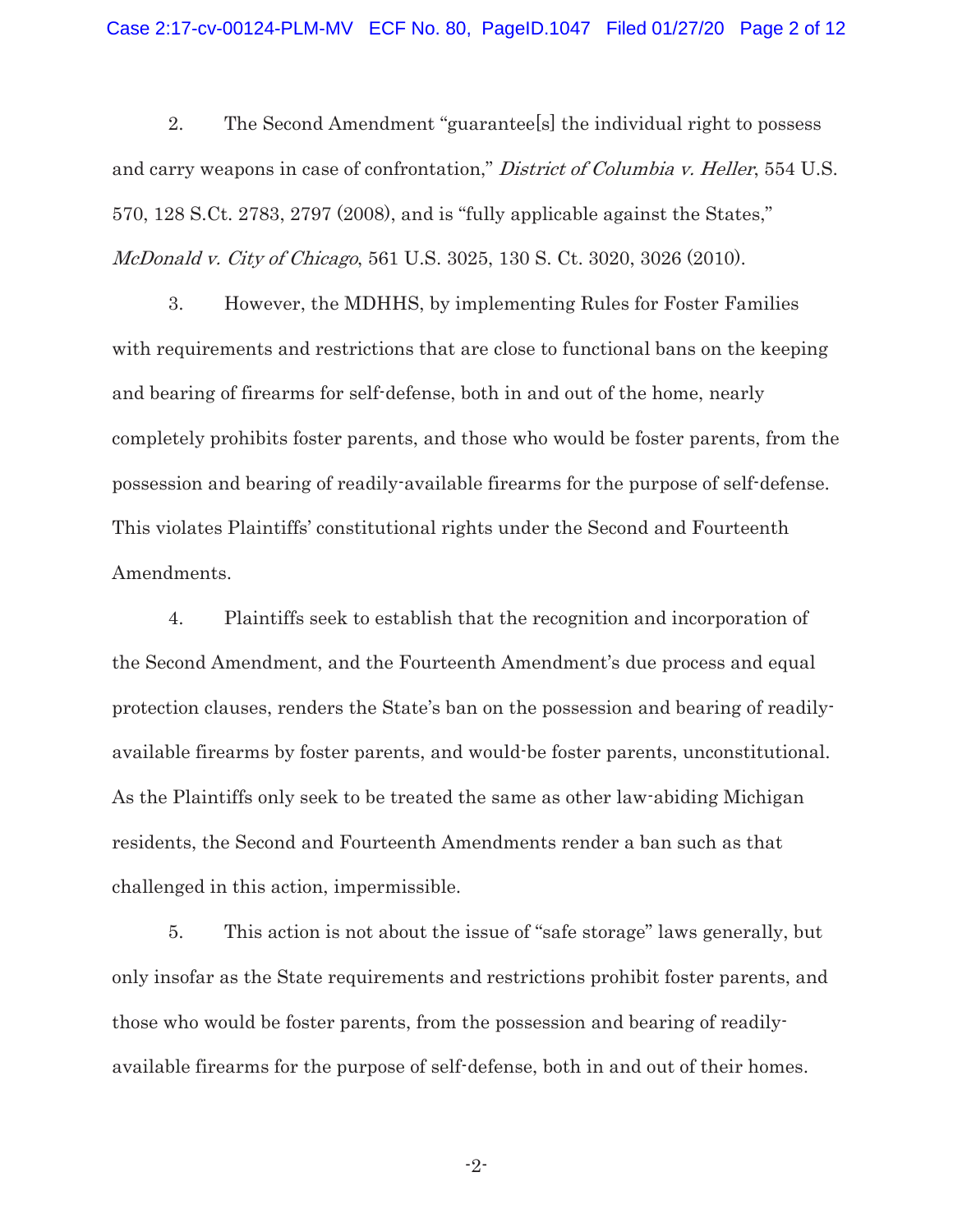2. The Second Amendment "guarantee[s] the individual right to possess and carry weapons in case of confrontation," *District of Columbia v. Heller*, 554 U.S. 570, 128 S.Ct. 2783, 2797 (2008), and is "fully applicable against the States," *McDonald v. City of Chicago*, 561 U.S. 3025, 130 S. Ct. 3020, 3026 (2010).

3. However, the MDHHS, by implementing Rules for Foster Families with requirements and restrictions that are close to functional bans on the keeping and bearing of firearms for self-defense, both in and out of the home, nearly completely prohibits foster parents, and those who would be foster parents, from the possession and bearing of readily-available firearms for the purpose of self-defense. This violates Plaintiffs' constitutional rights under the Second and Fourteenth Amendments.

4. Plaintiffs seek to establish that the recognition and incorporation of the Second Amendment, and the Fourteenth Amendment's due process and equal protection clauses, renders the State's ban on the possession and bearing of readily-available firearms by foster parents, and would-be foster parents, unconstitutional. As the Plaintiffs only seek to be treated the same as other law-abiding Michigan residents, the Second and Fourteenth Amendments render a ban such as that challenged in this action, impermissible.

5. This action is not about the issue of "safe storage" laws generally, but only insofar as the State requirements and restrictions prohibit foster parents, and those who would be foster parents, from the possession and bearing of readily-available firearms for the purpose of self-defense, both in and out of their homes.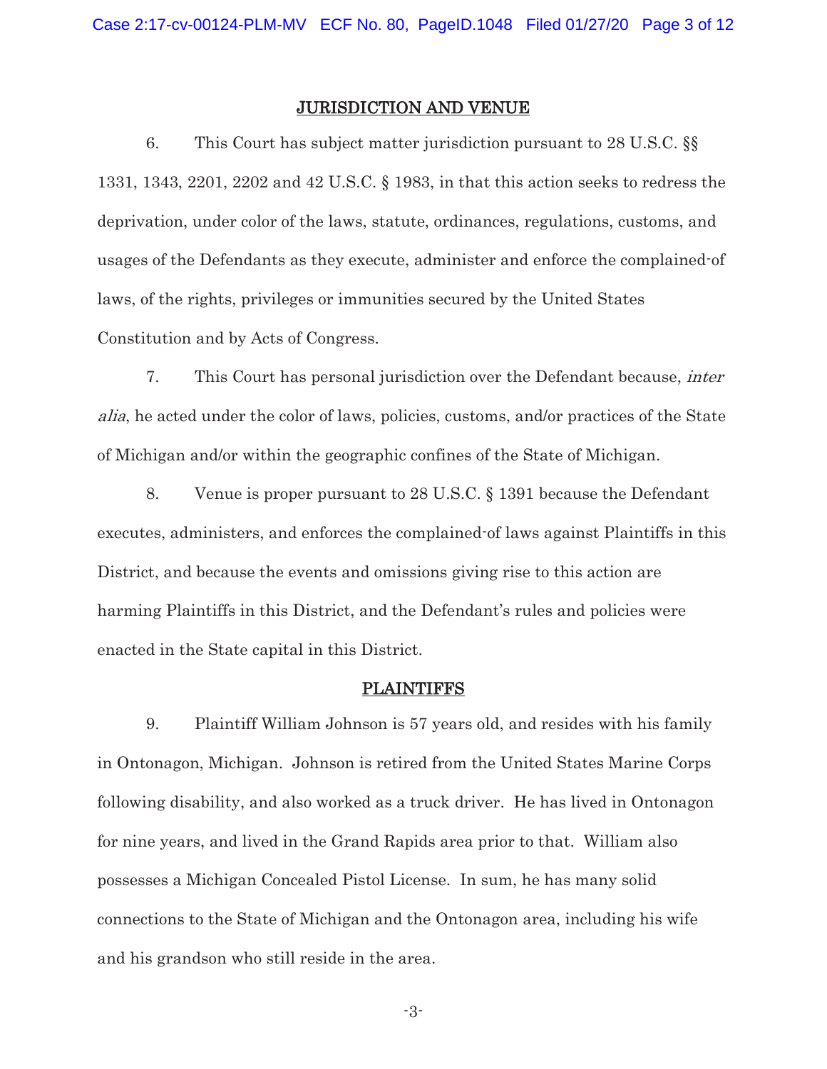## JURISDICTION AND VENUE

6. This Court has subject matter jurisdiction pursuant to 28 U.S.C. §§ 1331, 1343, 2201, 2202 and 42 U.S.C. § 1983, in that this action seeks to redress the deprivation, under color of the laws, statute, ordinances, regulations, customs, and usages of the Defendants as they execute, administer and enforce the complained-of laws, of the rights, privileges or immunities secured by the United States Constitution and by Acts of Congress.

7. This Court has personal jurisdiction over the Defendant because, *inter alia*, he acted under the color of laws, policies, customs, and/or practices of the State of Michigan and/or within the geographic confines of the State of Michigan.

8. Venue is proper pursuant to 28 U.S.C. § 1391 because the Defendant executes, administers, and enforces the complained-of laws against Plaintiffs in this District, and because the events and omissions giving rise to this action are harming Plaintiffs in this District, and the Defendant's rules and policies were enacted in the State capital in this District.

## PLAINTIFFS

9. Plaintiff William Johnson is 57 years old, and resides with his family in Ontonagon, Michigan. Johnson is retired from the United States Marine Corps following disability, and also worked as a truck driver. He has lived in Ontonagon for nine years, and lived in the Grand Rapids area prior to that. William also possesses a Michigan Concealed Pistol License. In sum, he has many solid connections to the State of Michigan and the Ontonagon area, including his wife and his grandson who still reside in the area.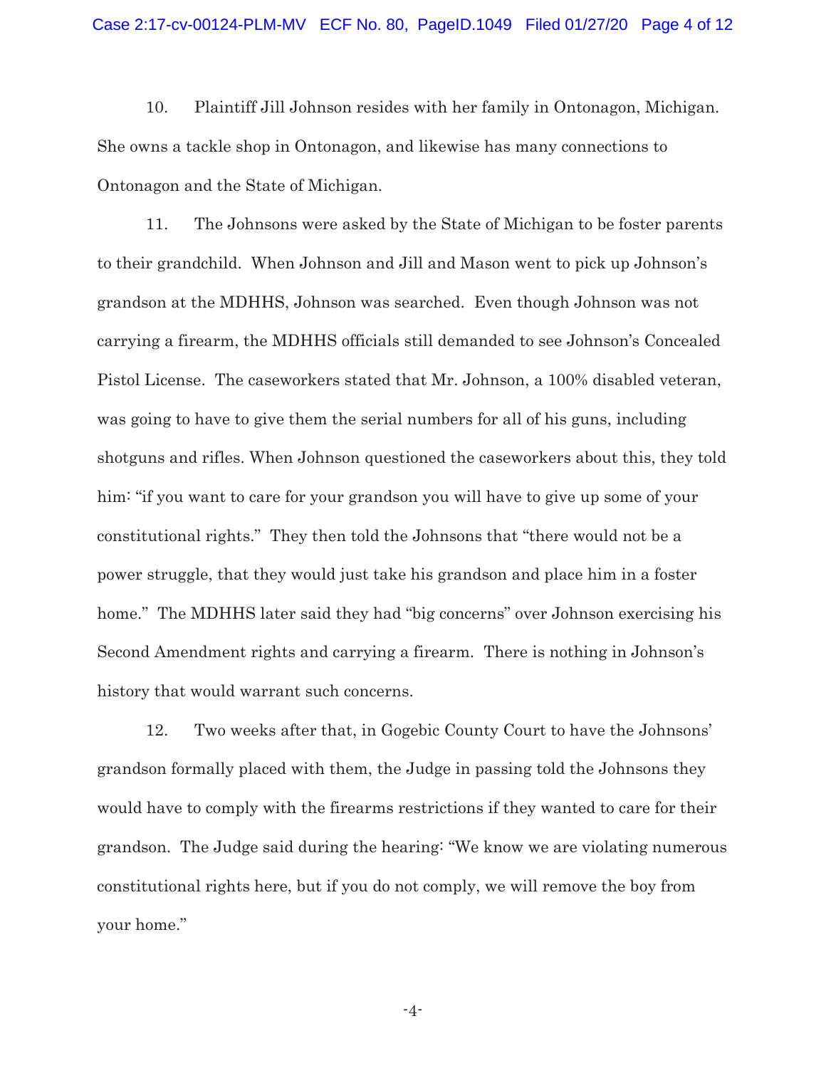10. Plaintiff Jill Johnson resides with her family in Ontonagon, Michigan. She owns a tackle shop in Ontonagon, and likewise has many connections to Ontonagon and the State of Michigan.

11. The Johnsons were asked by the State of Michigan to be foster parents to their grandchild. When Johnson and Jill and Mason went to pick up Johnson's grandson at the MDHHS, Johnson was searched. Even though Johnson was not carrying a firearm, the MDHHS officials still demanded to see Johnson's Concealed Pistol License. The caseworkers stated that Mr. Johnson, a 100% disabled veteran, was going to have to give them the serial numbers for all of his guns, including shotguns and rifles. When Johnson questioned the caseworkers about this, they told him: "if you want to care for your grandson you will have to give up some of your constitutional rights." They then told the Johnsons that "there would not be a power struggle, that they would just take his grandson and place him in a foster home." The MDHHS later said they had "big concerns" over Johnson exercising his Second Amendment rights and carrying a firearm. There is nothing in Johnson's history that would warrant such concerns.

12. Two weeks after that, in Gogebic County Court to have the Johnsons' grandson formally placed with them, the Judge in passing told the Johnsons they would have to comply with the firearms restrictions if they wanted to care for their grandson. The Judge said during the hearing: "We know we are violating numerous constitutional rights here, but if you do not comply, we will remove the boy from your home."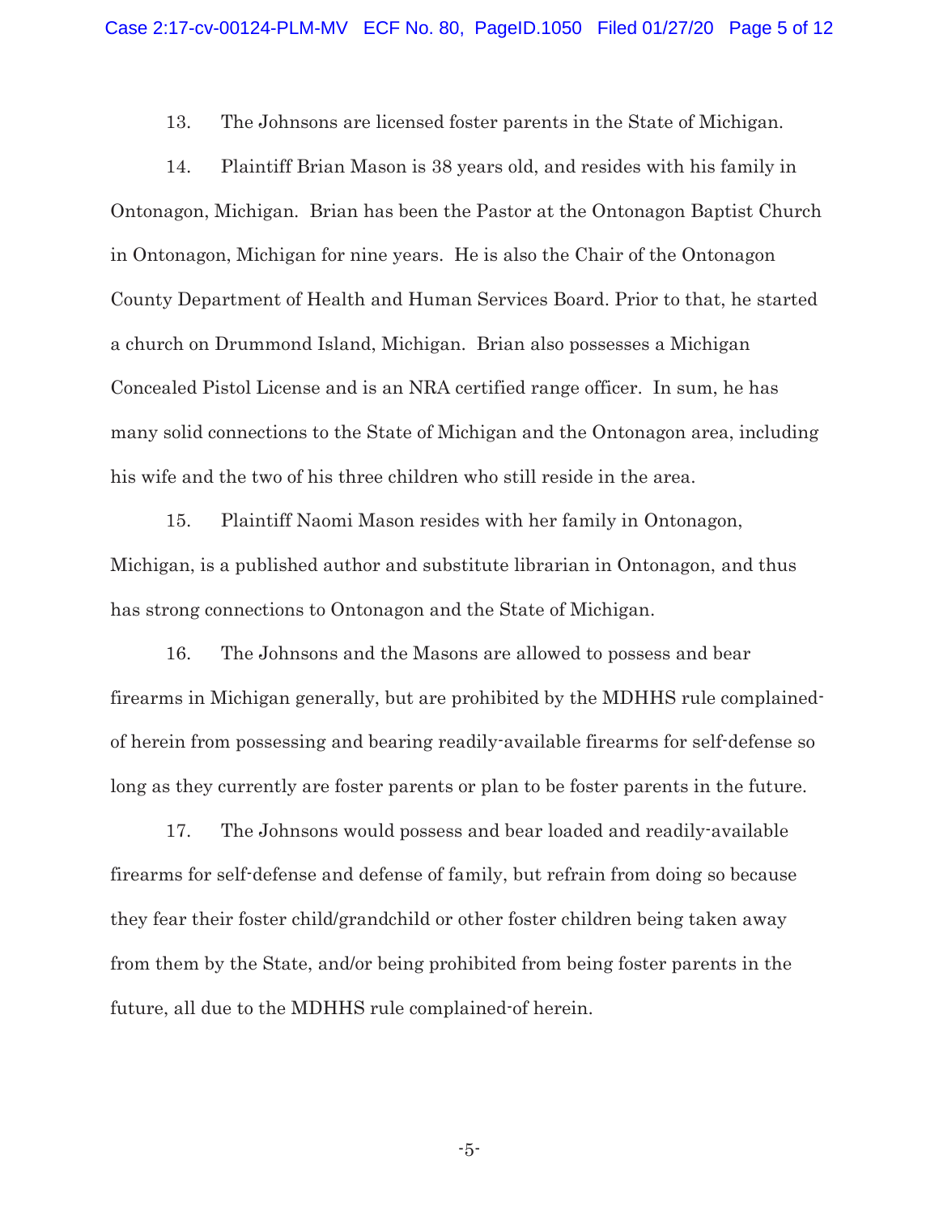13. The Johnsons are licensed foster parents in the State of Michigan.

14. Plaintiff Brian Mason is 38 years old, and resides with his family in Ontonagon, Michigan. Brian has been the Pastor at the Ontonagon Baptist Church in Ontonagon, Michigan for nine years. He is also the Chair of the Ontonagon County Department of Health and Human Services Board. Prior to that, he started a church on Drummond Island, Michigan. Brian also possesses a Michigan Concealed Pistol License and is an NRA certified range officer. In sum, he has many solid connections to the State of Michigan and the Ontonagon area, including his wife and the two of his three children who still reside in the area.

15. Plaintiff Naomi Mason resides with her family in Ontonagon, Michigan, is a published author and substitute librarian in Ontonagon, and thus has strong connections to Ontonagon and the State of Michigan.

16. The Johnsons and the Masons are allowed to possess and bear firearms in Michigan generally, but are prohibited by the MDHHS rule complained-of herein from possessing and bearing readily-available firearms for self-defense so long as they currently are foster parents or plan to be foster parents in the future.

17. The Johnsons would possess and bear loaded and readily-available firearms for self-defense and defense of family, but refrain from doing so because they fear their foster child/grandchild or other foster children being taken away from them by the State, and/or being prohibited from being foster parents in the future, all due to the MDHHS rule complained-of herein.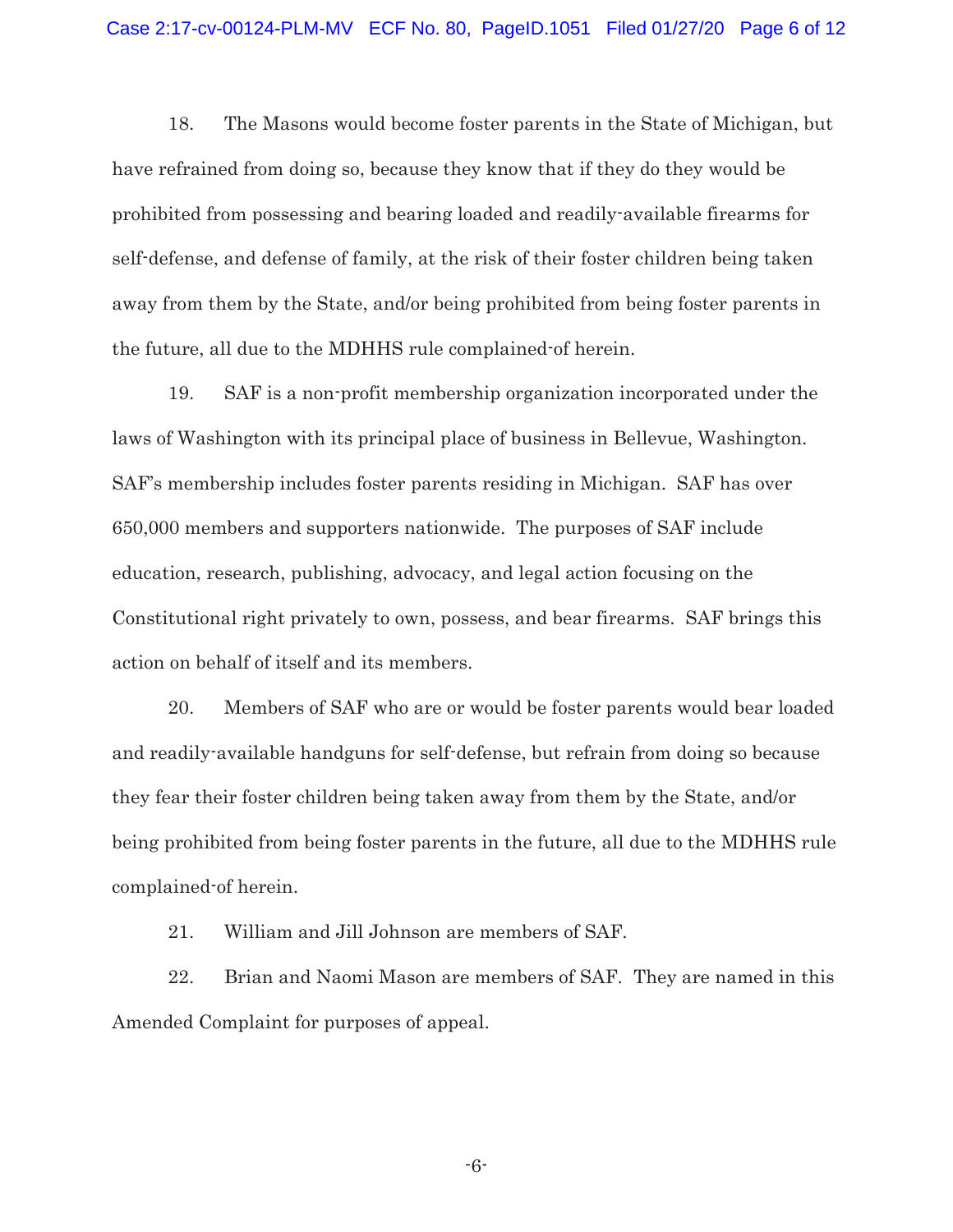18. The Masons would become foster parents in the State of Michigan, but have refrained from doing so, because they know that if they do they would be prohibited from possessing and bearing loaded and readily-available firearms for self-defense, and defense of family, at the risk of their foster children being taken away from them by the State, and/or being prohibited from being foster parents in the future, all due to the MDHHS rule complained-of herein.

19. SAF is a non-profit membership organization incorporated under the laws of Washington with its principal place of business in Bellevue, Washington. SAF's membership includes foster parents residing in Michigan. SAF has over 650,000 members and supporters nationwide. The purposes of SAF include education, research, publishing, advocacy, and legal action focusing on the Constitutional right privately to own, possess, and bear firearms. SAF brings this action on behalf of itself and its members.

20. Members of SAF who are or would be foster parents would bear loaded and readily-available handguns for self-defense, but refrain from doing so because they fear their foster children being taken away from them by the State, and/or being prohibited from being foster parents in the future, all due to the MDHHS rule complained-of herein.

21. William and Jill Johnson are members of SAF.

22. Brian and Naomi Mason are members of SAF. They are named in this Amended Complaint for purposes of appeal.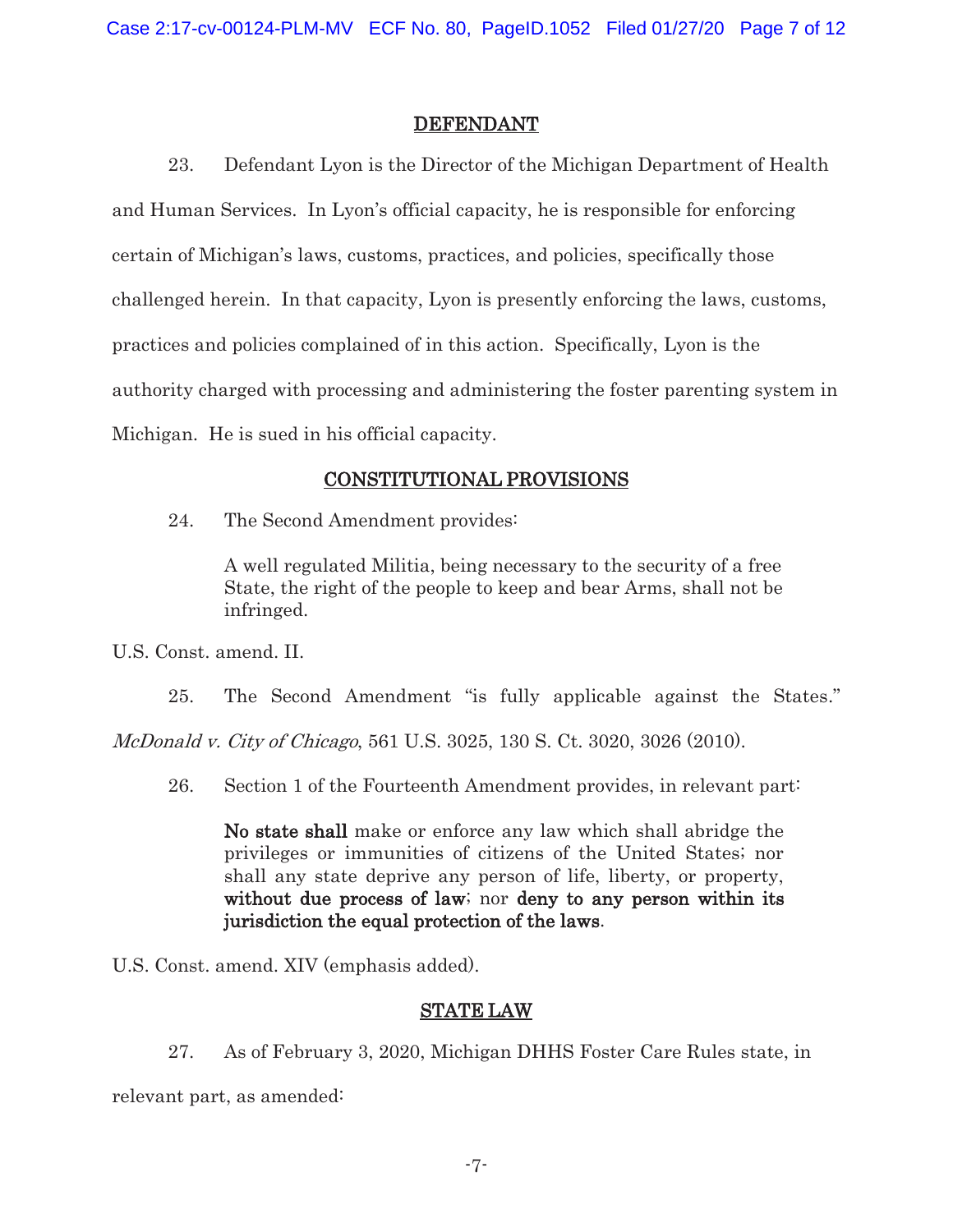## DEFENDANT

23. Defendant Lyon is the Director of the Michigan Department of Health and Human Services. In Lyon's official capacity, he is responsible for enforcing certain of Michigan's laws, customs, practices, and policies, specifically those challenged herein. In that capacity, Lyon is presently enforcing the laws, customs, practices and policies complained of in this action. Specifically, Lyon is the authority charged with processing and administering the foster parenting system in Michigan. He is sued in his official capacity.

## CONSTITUTIONAL PROVISIONS

24. The Second Amendment provides:

> A well regulated Militia, being necessary to the security of a free State, the right of the people to keep and bear Arms, shall not be infringed.

U.S. Const. amend. II.

25. The Second Amendment "is fully applicable against the States." *McDonald v. City of Chicago*, 561 U.S. 3025, 130 S. Ct. 3020, 3026 (2010).

26. Section 1 of the Fourteenth Amendment provides, in relevant part:

> **No state shall** make or enforce any law which shall abridge the privileges or immunities of citizens of the United States; nor shall any state deprive any person of life, liberty, or property, **without due process of law**; nor **deny to any person within its jurisdiction the equal protection of the laws**.

U.S. Const. amend. XIV (emphasis added).

## STATE LAW

27. As of February 3, 2020, Michigan DHHS Foster Care Rules state, in relevant part, as amended: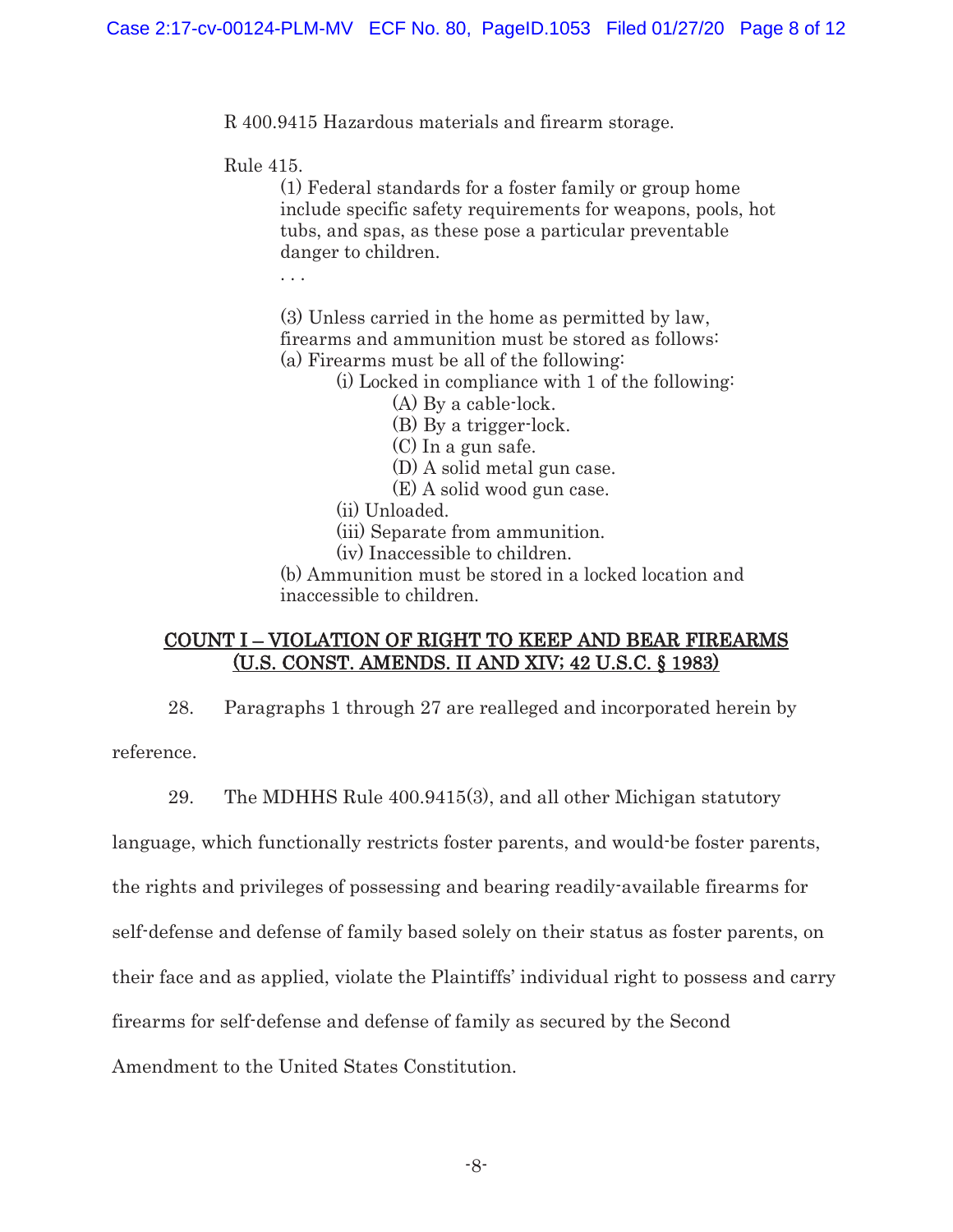R 400.9415 Hazardous materials and firearm storage.

Rule 415.

> (1) Federal standards for a foster family or group home include specific safety requirements for weapons, pools, hot tubs, and spas, as these pose a particular preventable danger to children.
>
> . . .
>
> (3) Unless carried in the home as permitted by law, firearms and ammunition must be stored as follows:
>
> (a) Firearms must be all of the following:
>
> > (i) Locked in compliance with 1 of the following:
> >
> > > (A) By a cable-lock.
> > >
> > > (B) By a trigger-lock.
> > >
> > > (C) In a gun safe.
> > >
> > > (D) A solid metal gun case.
> > >
> > > (E) A solid wood gun case.
> >
> > (ii) Unloaded.
> >
> > (iii) Separate from ammunition.
> >
> > (iv) Inaccessible to children.
>
> (b) Ammunition must be stored in a locked location and inaccessible to children.

## COUNT I – VIOLATION OF RIGHT TO KEEP AND BEAR FIREARMS (U.S. CONST. AMENDS. II AND XIV; 42 U.S.C. § 1983)

28. Paragraphs 1 through 27 are realleged and incorporated herein by reference.

29. The MDHHS Rule 400.9415(3), and all other Michigan statutory language, which functionally restricts foster parents, and would-be foster parents, the rights and privileges of possessing and bearing readily-available firearms for self-defense and defense of family based solely on their status as foster parents, on their face and as applied, violate the Plaintiffs' individual right to possess and carry firearms for self-defense and defense of family as secured by the Second Amendment to the United States Constitution.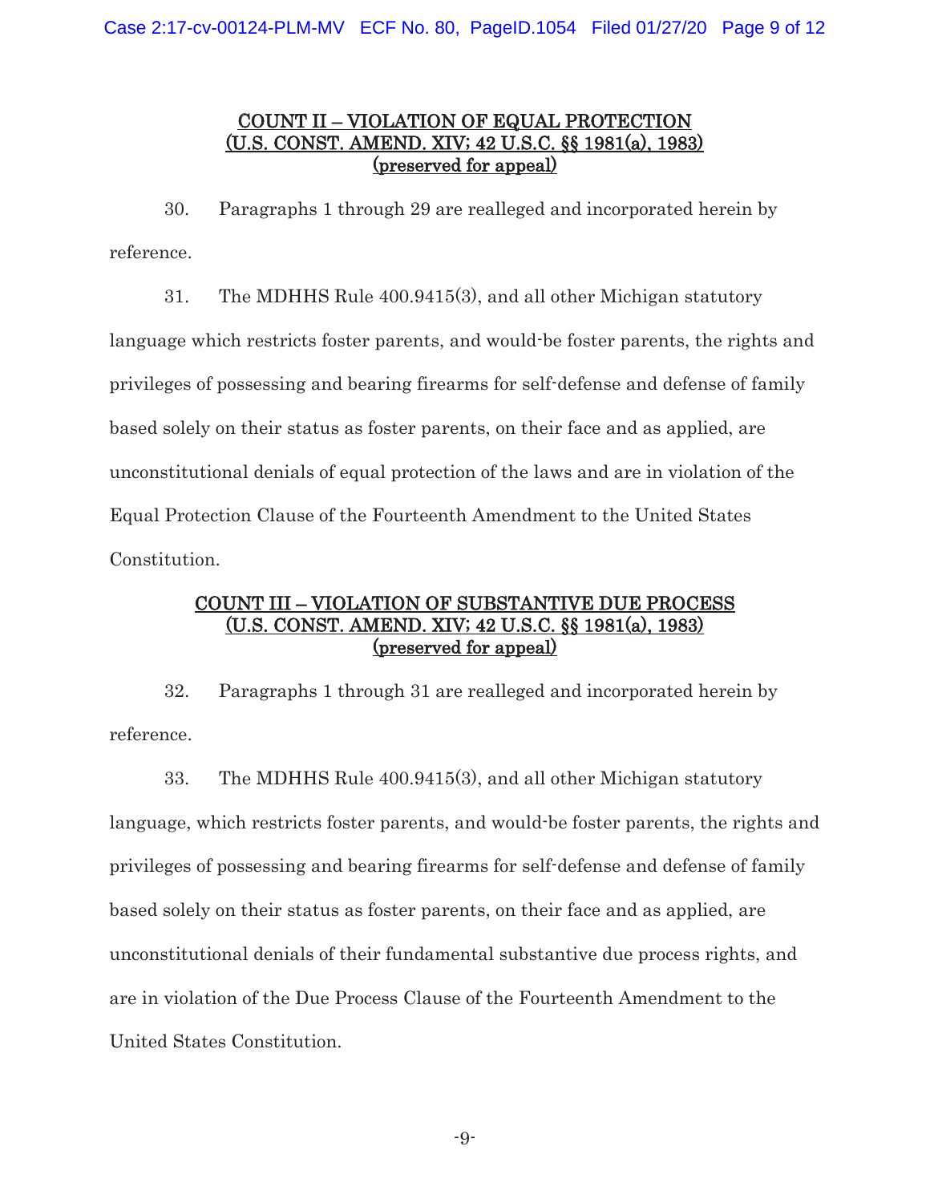## COUNT II – VIOLATION OF EQUAL PROTECTION (U.S. CONST. AMEND. XIV; 42 U.S.C. §§ 1981(a), 1983) (preserved for appeal)

30. Paragraphs 1 through 29 are realleged and incorporated herein by reference.

31. The MDHHS Rule 400.9415(3), and all other Michigan statutory language which restricts foster parents, and would-be foster parents, the rights and privileges of possessing and bearing firearms for self-defense and defense of family based solely on their status as foster parents, on their face and as applied, are unconstitutional denials of equal protection of the laws and are in violation of the Equal Protection Clause of the Fourteenth Amendment to the United States Constitution.

## COUNT III – VIOLATION OF SUBSTANTIVE DUE PROCESS (U.S. CONST. AMEND. XIV; 42 U.S.C. §§ 1981(a), 1983) (preserved for appeal)

32. Paragraphs 1 through 31 are realleged and incorporated herein by reference.

33. The MDHHS Rule 400.9415(3), and all other Michigan statutory language, which restricts foster parents, and would-be foster parents, the rights and privileges of possessing and bearing firearms for self-defense and defense of family based solely on their status as foster parents, on their face and as applied, are unconstitutional denials of their fundamental substantive due process rights, and are in violation of the Due Process Clause of the Fourteenth Amendment to the United States Constitution.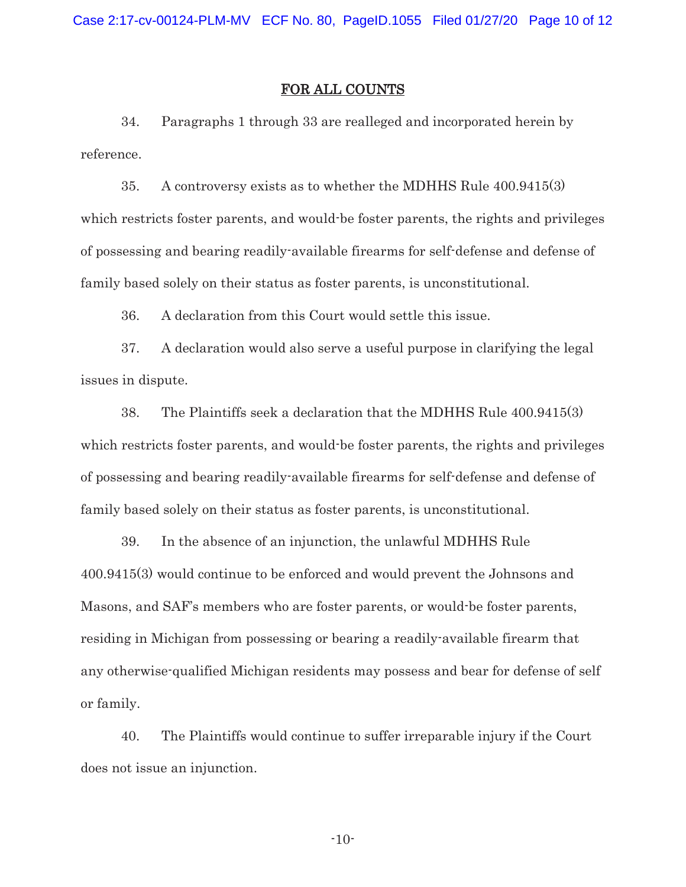## FOR ALL COUNTS

34. Paragraphs 1 through 33 are realleged and incorporated herein by reference.

35. A controversy exists as to whether the MDHHS Rule 400.9415(3) which restricts foster parents, and would-be foster parents, the rights and privileges of possessing and bearing readily-available firearms for self-defense and defense of family based solely on their status as foster parents, is unconstitutional.

36. A declaration from this Court would settle this issue.

37. A declaration would also serve a useful purpose in clarifying the legal issues in dispute.

38. The Plaintiffs seek a declaration that the MDHHS Rule 400.9415(3) which restricts foster parents, and would-be foster parents, the rights and privileges of possessing and bearing readily-available firearms for self-defense and defense of family based solely on their status as foster parents, is unconstitutional.

39. In the absence of an injunction, the unlawful MDHHS Rule 400.9415(3) would continue to be enforced and would prevent the Johnsons and Masons, and SAF's members who are foster parents, or would-be foster parents, residing in Michigan from possessing or bearing a readily-available firearm that any otherwise-qualified Michigan residents may possess and bear for defense of self or family.

40. The Plaintiffs would continue to suffer irreparable injury if the Court does not issue an injunction.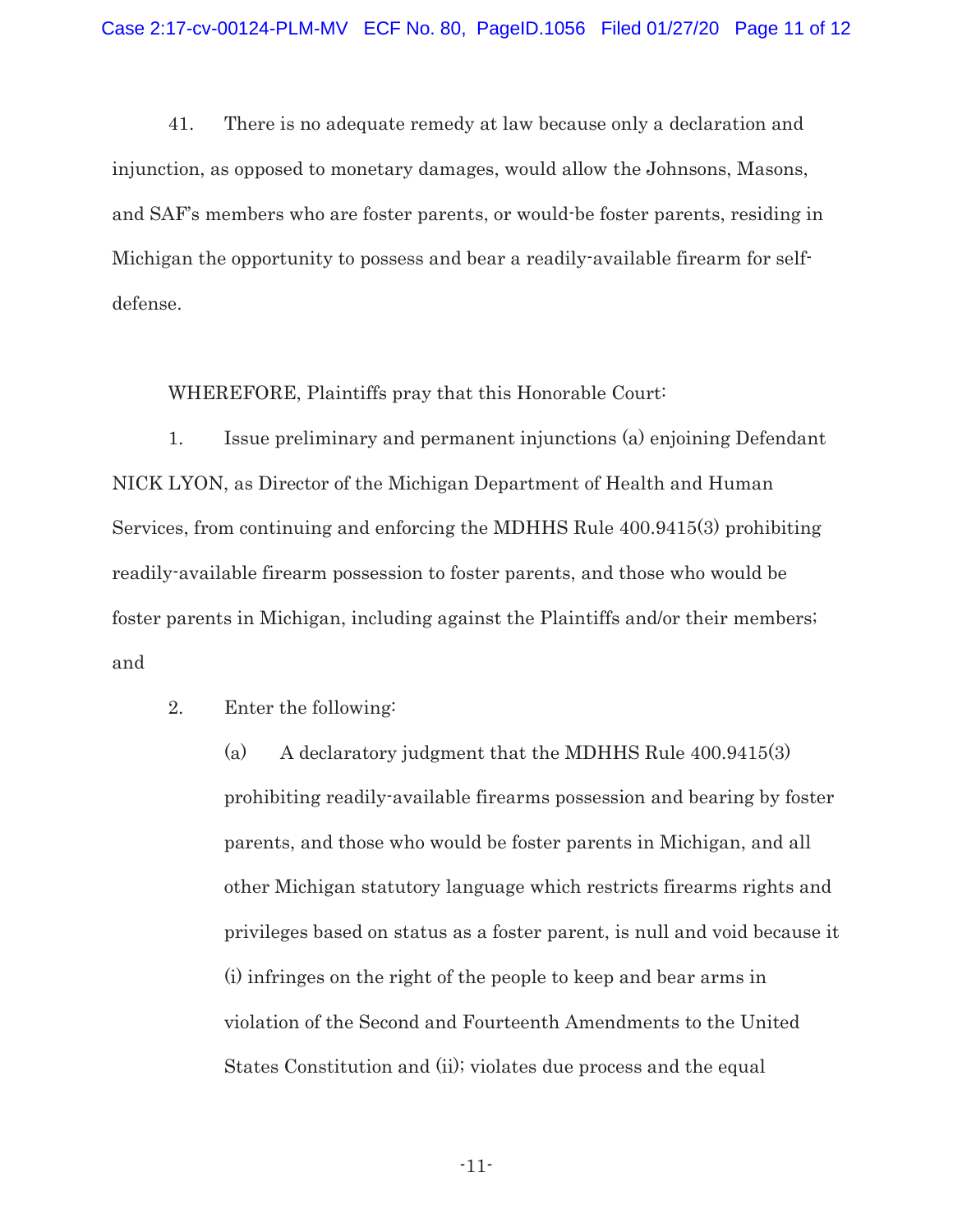41. There is no adequate remedy at law because only a declaration and injunction, as opposed to monetary damages, would allow the Johnsons, Masons, and SAF's members who are foster parents, or would-be foster parents, residing in Michigan the opportunity to possess and bear a readily-available firearm for self-defense.

WHEREFORE, Plaintiffs pray that this Honorable Court:

1. Issue preliminary and permanent injunctions (a) enjoining Defendant NICK LYON, as Director of the Michigan Department of Health and Human Services, from continuing and enforcing the MDHHS Rule 400.9415(3) prohibiting readily-available firearm possession to foster parents, and those who would be foster parents in Michigan, including against the Plaintiffs and/or their members; and

2. Enter the following:

   (a) A declaratory judgment that the MDHHS Rule 400.9415(3) prohibiting readily-available firearms possession and bearing by foster parents, and those who would be foster parents in Michigan, and all other Michigan statutory language which restricts firearms rights and privileges based on status as a foster parent, is null and void because it (i) infringes on the right of the people to keep and bear arms in violation of the Second and Fourteenth Amendments to the United States Constitution and (ii); violates due process and the equal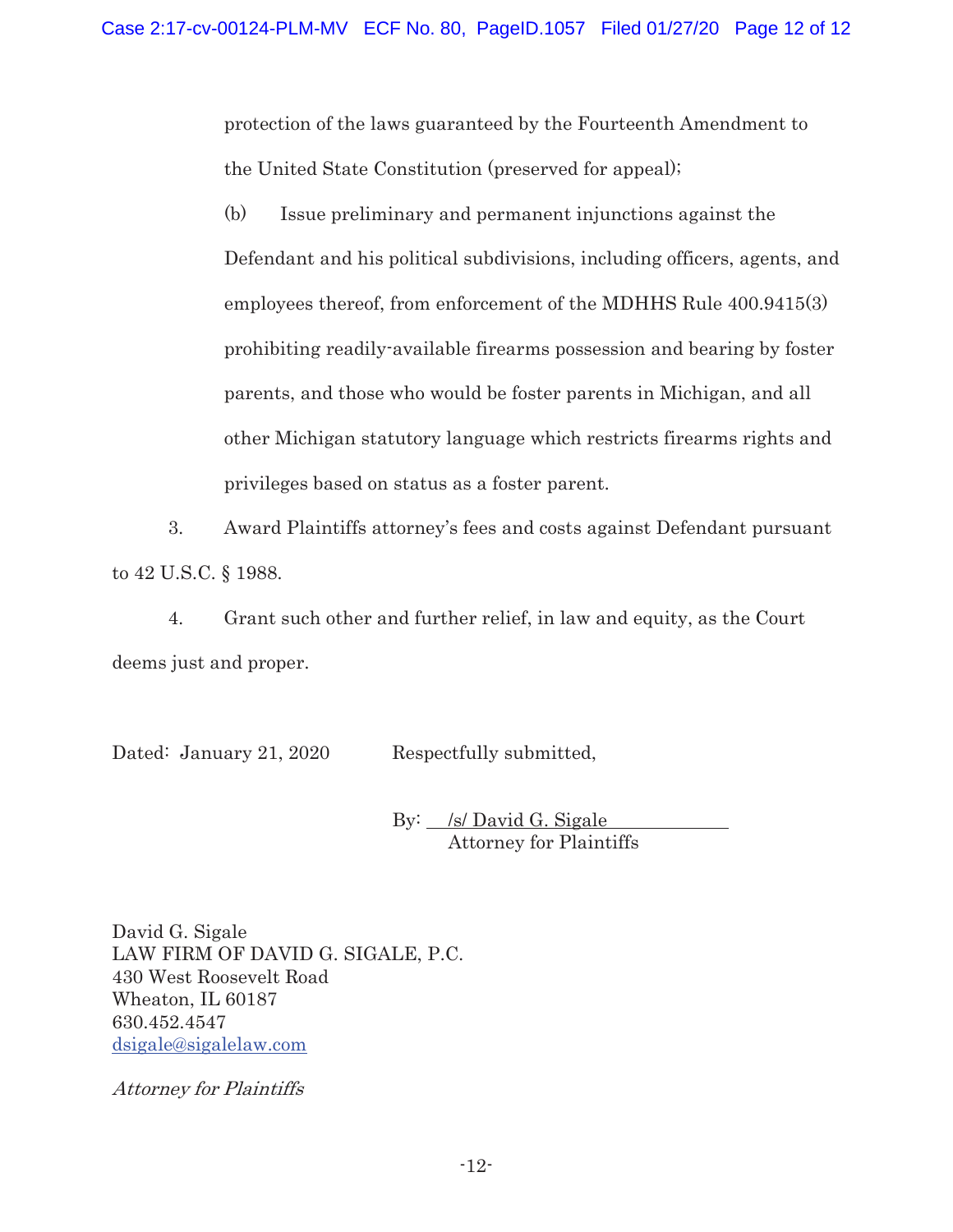protection of the laws guaranteed by the Fourteenth Amendment to the United State Constitution (preserved for appeal);

(b) Issue preliminary and permanent injunctions against the Defendant and his political subdivisions, including officers, agents, and employees thereof, from enforcement of the MDHHS Rule 400.9415(3) prohibiting readily-available firearms possession and bearing by foster parents, and those who would be foster parents in Michigan, and all other Michigan statutory language which restricts firearms rights and privileges based on status as a foster parent.

3. Award Plaintiffs attorney's fees and costs against Defendant pursuant to 42 U.S.C. § 1988.

4. Grant such other and further relief, in law and equity, as the Court deems just and proper.

Dated: January 21, 2020 Respectfully submitted,

By: /s/ David G. Sigale
Attorney for Plaintiffs

David G. Sigale
LAW FIRM OF DAVID G. SIGALE, P.C.
430 West Roosevelt Road
Wheaton, IL 60187
630.452.4547
dsigale@sigalelaw.com

*Attorney for Plaintiffs*